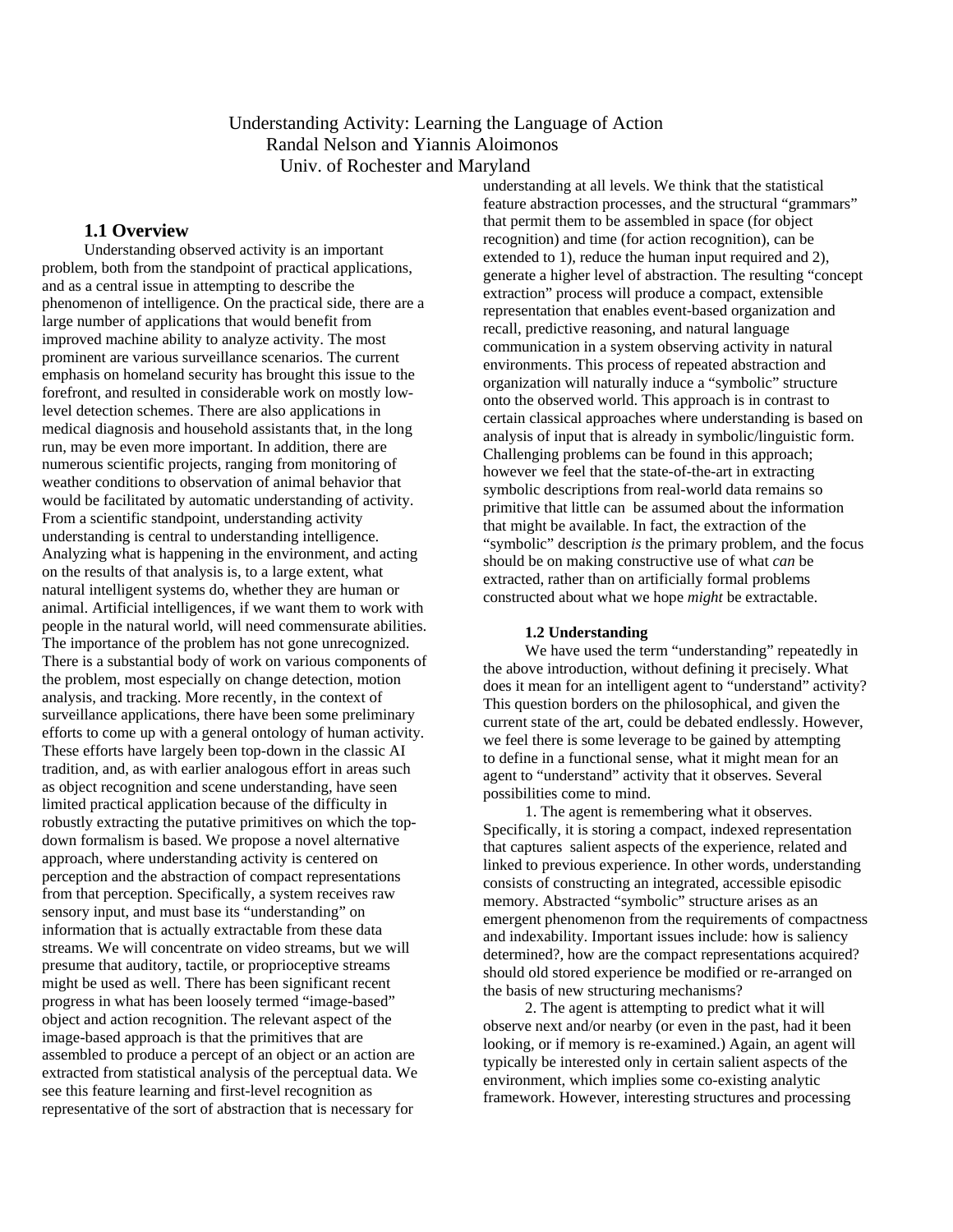# Understanding Activity: Learning the Language of Action

Randal Nelson and Yiannis Aloimonos

Univ. of Rochester and Maryland

## 1.1 Overview

Understanding observed activity is an important problem, both from the standpoint of practical applications, and as a central issue in attempting to describe the phenomenon of intelligence. On the practical side, there are a large number of applications that would benefit from improved machine ability to analyze activity. The most prominent are various surveillance scenarios. The current emphasis on homeland security has brought this issue to the forefront, and resulted in considerable work on mostly low-level detection schemes. There are also applications in medical diagnosis and household assistants that, in the long run, may be even more important. In addition, there are numerous scientific projects, ranging from monitoring of weather conditions to observation of animal behavior that would be facilitated by automatic understanding of activity. From a scientific standpoint, understanding activity understanding is central to understanding intelligence. Analyzing what is happening in the environment, and acting on the results of that analysis is, to a large extent, what natural intelligent systems do, whether they are human or animal. Artificial intelligences, if we want them to work with people in the natural world, will need commensurate abilities. The importance of the problem has not gone unrecognized. There is a substantial body of work on various components of the problem, most especially on change detection, motion analysis, and tracking. More recently, in the context of surveillance applications, there have been some preliminary efforts to come up with a general ontology of human activity. These efforts have largely been top-down in the classic AI tradition, and, as with earlier analogous effort in areas such as object recognition and scene understanding, have seen limited practical application because of the difficulty in robustly extracting the putative primitives on which the top-down formalism is based. We propose a novel alternative approach, where understanding activity is centered on perception and the abstraction of compact representations from that perception. Specifically, a system receives raw sensory input, and must base its "understanding" on information that is actually extractable from these data streams. We will concentrate on video streams, but we will presume that auditory, tactile, or proprioceptive streams might be used as well. There has been significant recent progress in what has been loosely termed "image-based" object and action recognition. The relevant aspect of the image-based approach is that the primitives that are assembled to produce a percept of an object or an action are extracted from statistical analysis of the perceptual data. We see this feature learning and first-level recognition as representative of the sort of abstraction that is necessary for understanding at all levels. We think that the statistical feature abstraction processes, and the structural "grammars" that permit them to be assembled in space (for object recognition) and time (for action recognition), can be extended to 1), reduce the human input required and 2), generate a higher level of abstraction. The resulting "concept extraction" process will produce a compact, extensible representation that enables event-based organization and recall, predictive reasoning, and natural language communication in a system observing activity in natural environments. This process of repeated abstraction and organization will naturally induce a "symbolic" structure onto the observed world. This approach is in contrast to certain classical approaches where understanding is based on analysis of input that is already in symbolic/linguistic form. Challenging problems can be found in this approach; however we feel that the state-of-the-art in extracting symbolic descriptions from real-world data remains so primitive that little can be assumed about the information that might be available. In fact, the extraction of the "symbolic" description *is* the primary problem, and the focus should be on making constructive use of what *can* be extracted, rather than on artificially formal problems constructed about what we hope *might* be extractable.

### 1.2 Understanding

We have used the term "understanding" repeatedly in the above introduction, without defining it precisely. What does it mean for an intelligent agent to "understand" activity? This question borders on the philosophical, and given the current state of the art, could be debated endlessly. However, we feel there is some leverage to be gained by attempting to define in a functional sense, what it might mean for an agent to "understand" activity that it observes. Several possibilities come to mind.

1. The agent is remembering what it observes. Specifically, it is storing a compact, indexed representation that captures salient aspects of the experience, related and linked to previous experience. In other words, understanding consists of constructing an integrated, accessible episodic memory. Abstracted "symbolic" structure arises as an emergent phenomenon from the requirements of compactness and indexability. Important issues include: how is saliency determined?, how are the compact representations acquired? should old stored experience be modified or re-arranged on the basis of new structuring mechanisms?

2. The agent is attempting to predict what it will observe next and/or nearby (or even in the past, had it been looking, or if memory is re-examined.) Again, an agent will typically be interested only in certain salient aspects of the environment, which implies some co-existing analytic framework. However, interesting structures and processing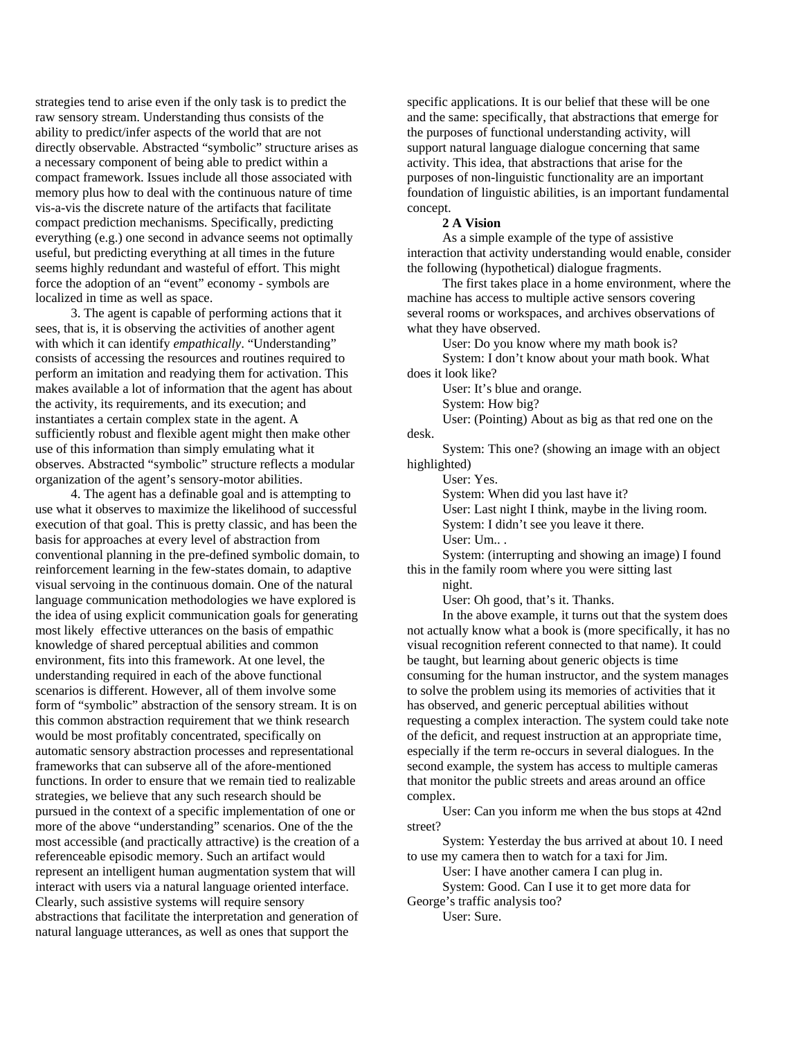strategies tend to arise even if the only task is to predict the raw sensory stream. Understanding thus consists of the ability to predict/infer aspects of the world that are not directly observable. Abstracted "symbolic" structure arises as a necessary component of being able to predict within a compact framework. Issues include all those associated with memory plus how to deal with the continuous nature of time vis-a-vis the discrete nature of the artifacts that facilitate compact prediction mechanisms. Specifically, predicting everything (e.g.) one second in advance seems not optimally useful, but predicting everything at all times in the future seems highly redundant and wasteful of effort. This might force the adoption of an "event" economy - symbols are localized in time as well as space.

3. The agent is capable of performing actions that it sees, that is, it is observing the activities of another agent with which it can identify *empathically*. "Understanding" consists of accessing the resources and routines required to perform an imitation and readying them for activation. This makes available a lot of information that the agent has about the activity, its requirements, and its execution; and instantiates a certain complex state in the agent. A sufficiently robust and flexible agent might then make other use of this information than simply emulating what it observes. Abstracted "symbolic" structure reflects a modular organization of the agent's sensory-motor abilities.

4. The agent has a definable goal and is attempting to use what it observes to maximize the likelihood of successful execution of that goal. This is pretty classic, and has been the basis for approaches at every level of abstraction from conventional planning in the pre-defined symbolic domain, to reinforcement learning in the few-states domain, to adaptive visual servoing in the continuous domain. One of the natural language communication methodologies we have explored is the idea of using explicit communication goals for generating most likely effective utterances on the basis of empathic knowledge of shared perceptual abilities and common environment, fits into this framework. At one level, the understanding required in each of the above functional scenarios is different. However, all of them involve some form of "symbolic" abstraction of the sensory stream. It is on this common abstraction requirement that we think research would be most profitably concentrated, specifically on automatic sensory abstraction processes and representational frameworks that can subserve all of the afore-mentioned functions. In order to ensure that we remain tied to realizable strategies, we believe that any such research should be pursued in the context of a specific implementation of one or more of the above "understanding" scenarios. One of the the most accessible (and practically attractive) is the creation of a referenceable episodic memory. Such an artifact would represent an intelligent human augmentation system that will interact with users via a natural language oriented interface. Clearly, such assistive systems will require sensory abstractions that facilitate the interpretation and generation of natural language utterances, as well as ones that support the specific applications. It is our belief that these will be one and the same: specifically, that abstractions that emerge for the purposes of functional understanding activity, will support natural language dialogue concerning that same activity. This idea, that abstractions that arise for the purposes of non-linguistic functionality are an important foundation of linguistic abilities, is an important fundamental concept.

## 2 A Vision

As a simple example of the type of assistive interaction that activity understanding would enable, consider the following (hypothetical) dialogue fragments.

The first takes place in a home environment, where the machine has access to multiple active sensors covering several rooms or workspaces, and archives observations of what they have observed.

User: Do you know where my math book is?

System: I don't know about your math book. What does it look like?

User: It's blue and orange.

System: How big?

User: (Pointing) About as big as that red one on the desk.

System: This one? (showing an image with an object highlighted)

User: Yes.

System: When did you last have it?

User: Last night I think, maybe in the living room.

System: I didn't see you leave it there.

User: Um.. .

System: (interrupting and showing an image) I found this in the family room where you were sitting last night.

User: Oh good, that's it. Thanks.

In the above example, it turns out that the system does not actually know what a book is (more specifically, it has no visual recognition referent connected to that name). It could be taught, but learning about generic objects is time consuming for the human instructor, and the system manages to solve the problem using its memories of activities that it has observed, and generic perceptual abilities without requesting a complex interaction. The system could take note of the deficit, and request instruction at an appropriate time, especially if the term re-occurs in several dialogues. In the second example, the system has access to multiple cameras that monitor the public streets and areas around an office complex.

User: Can you inform me when the bus stops at 42nd street?

System: Yesterday the bus arrived at about 10. I need to use my camera then to watch for a taxi for Jim.

User: I have another camera I can plug in.

System: Good. Can I use it to get more data for George's traffic analysis too?

User: Sure.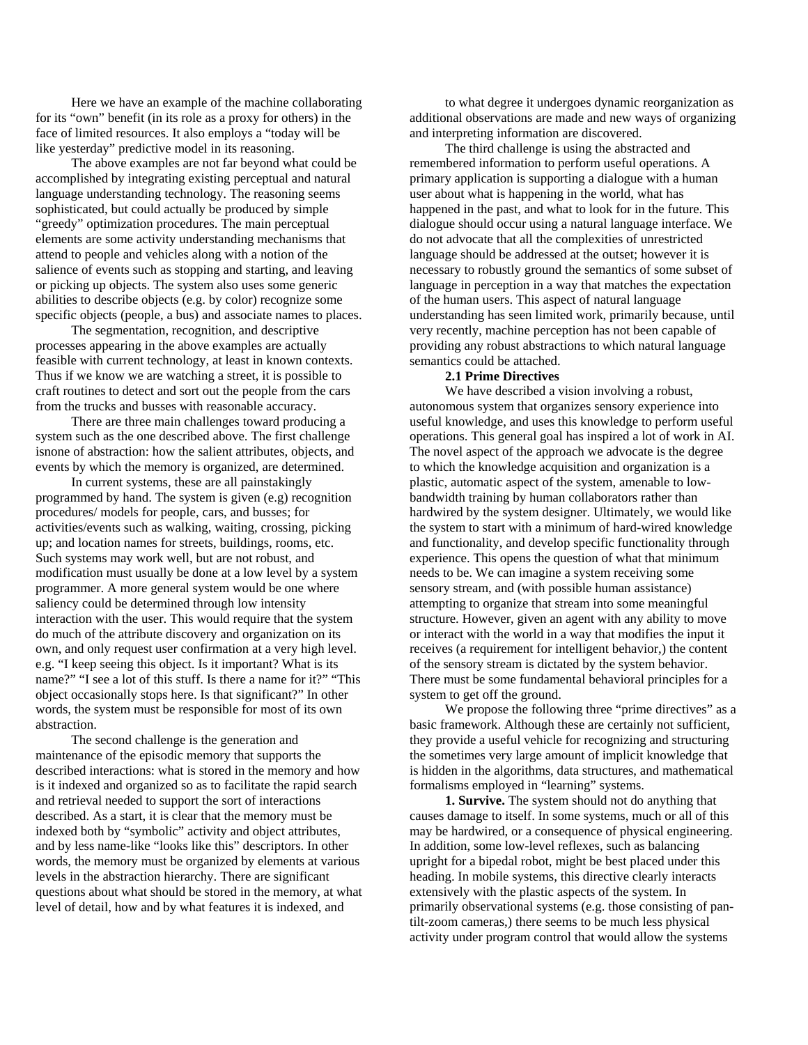Here we have an example of the machine collaborating for its "own" benefit (in its role as a proxy for others) in the face of limited resources. It also employs a "today will be like yesterday" predictive model in its reasoning.

The above examples are not far beyond what could be accomplished by integrating existing perceptual and natural language understanding technology. The reasoning seems sophisticated, but could actually be produced by simple "greedy" optimization procedures. The main perceptual elements are some activity understanding mechanisms that attend to people and vehicles along with a notion of the salience of events such as stopping and starting, and leaving or picking up objects. The system also uses some generic abilities to describe objects (e.g. by color) recognize some specific objects (people, a bus) and associate names to places.

The segmentation, recognition, and descriptive processes appearing in the above examples are actually feasible with current technology, at least in known contexts. Thus if we know we are watching a street, it is possible to craft routines to detect and sort out the people from the cars from the trucks and busses with reasonable accuracy.

There are three main challenges toward producing a system such as the one described above. The first challenge isnone of abstraction: how the salient attributes, objects, and events by which the memory is organized, are determined.

In current systems, these are all painstakingly programmed by hand. The system is given (e.g) recognition procedures/ models for people, cars, and busses; for activities/events such as walking, waiting, crossing, picking up; and location names for streets, buildings, rooms, etc. Such systems may work well, but are not robust, and modification must usually be done at a low level by a system programmer. A more general system would be one where saliency could be determined through low intensity interaction with the user. This would require that the system do much of the attribute discovery and organization on its own, and only request user confirmation at a very high level. e.g. "I keep seeing this object. Is it important? What is its name?" "I see a lot of this stuff. Is there a name for it?" "This object occasionally stops here. Is that significant?" In other words, the system must be responsible for most of its own abstraction.

The second challenge is the generation and maintenance of the episodic memory that supports the described interactions: what is stored in the memory and how is it indexed and organized so as to facilitate the rapid search and retrieval needed to support the sort of interactions described. As a start, it is clear that the memory must be indexed both by "symbolic" activity and object attributes, and by less name-like "looks like this" descriptors. In other words, the memory must be organized by elements at various levels in the abstraction hierarchy. There are significant questions about what should be stored in the memory, at what level of detail, how and by what features it is indexed, and to what degree it undergoes dynamic reorganization as additional observations are made and new ways of organizing and interpreting information are discovered.

The third challenge is using the abstracted and remembered information to perform useful operations. A primary application is supporting a dialogue with a human user about what is happening in the world, what has happened in the past, and what to look for in the future. This dialogue should occur using a natural language interface. We do not advocate that all the complexities of unrestricted language should be addressed at the outset; however it is necessary to robustly ground the semantics of some subset of language in perception in a way that matches the expectation of the human users. This aspect of natural language understanding has seen limited work, primarily because, until very recently, machine perception has not been capable of providing any robust abstractions to which natural language semantics could be attached.

### 2.1 Prime Directives

We have described a vision involving a robust, autonomous system that organizes sensory experience into useful knowledge, and uses this knowledge to perform useful operations. This general goal has inspired a lot of work in AI. The novel aspect of the approach we advocate is the degree to which the knowledge acquisition and organization is a plastic, automatic aspect of the system, amenable to low-bandwidth training by human collaborators rather than hardwired by the system designer. Ultimately, we would like the system to start with a minimum of hard-wired knowledge and functionality, and develop specific functionality through experience. This opens the question of what that minimum needs to be. We can imagine a system receiving some sensory stream, and (with possible human assistance) attempting to organize that stream into some meaningful structure. However, given an agent with any ability to move or interact with the world in a way that modifies the input it receives (a requirement for intelligent behavior,) the content of the sensory stream is dictated by the system behavior. There must be some fundamental behavioral principles for a system to get off the ground.

We propose the following three "prime directives" as a basic framework. Although these are certainly not sufficient, they provide a useful vehicle for recognizing and structuring the sometimes very large amount of implicit knowledge that is hidden in the algorithms, data structures, and mathematical formalisms employed in "learning" systems.

**1. Survive.** The system should not do anything that causes damage to itself. In some systems, much or all of this may be hardwired, or a consequence of physical engineering. In addition, some low-level reflexes, such as balancing upright for a bipedal robot, might be best placed under this heading. In mobile systems, this directive clearly interacts extensively with the plastic aspects of the system. In primarily observational systems (e.g. those consisting of pan-tilt-zoom cameras,) there seems to be much less physical activity under program control that would allow the systems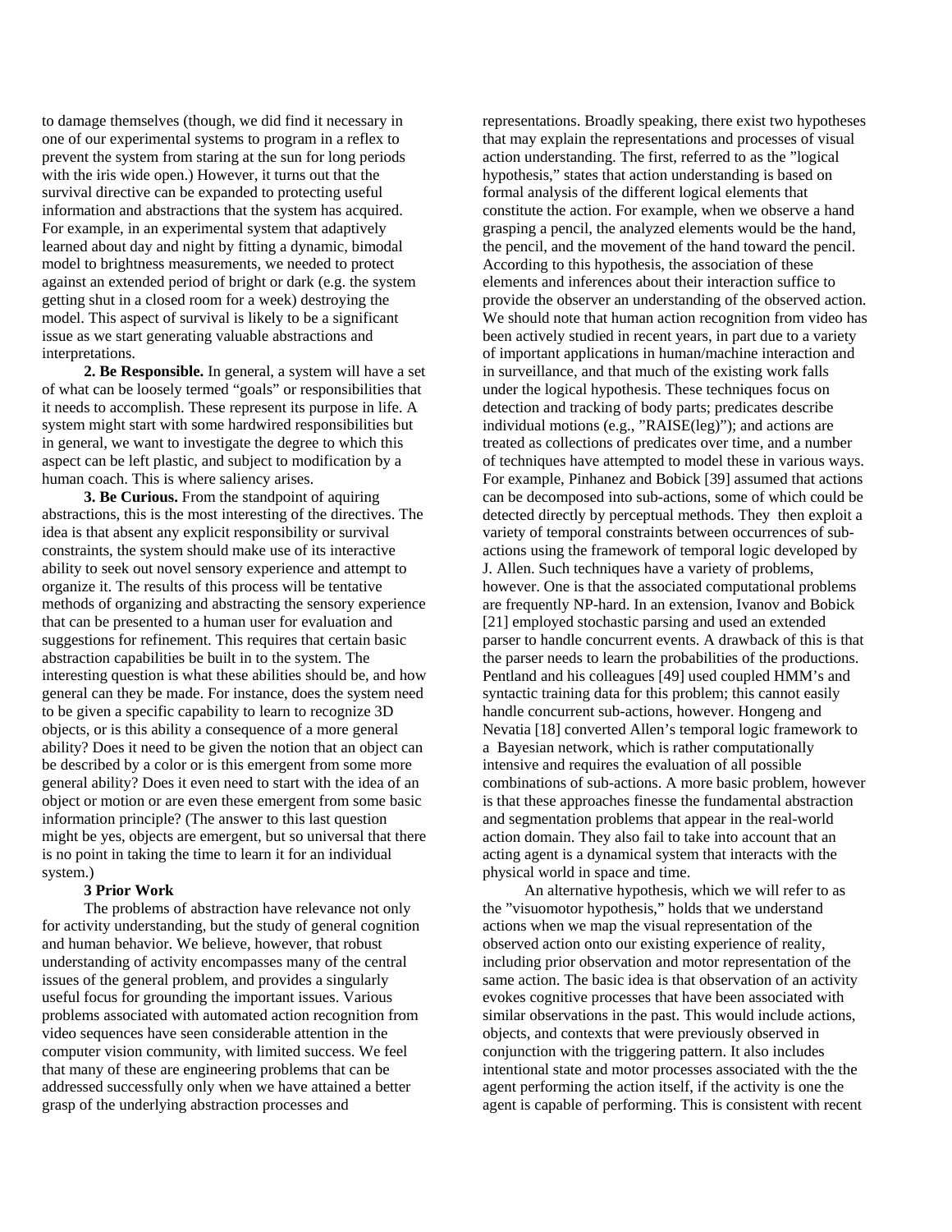to damage themselves (though, we did find it necessary in one of our experimental systems to program in a reflex to prevent the system from staring at the sun for long periods with the iris wide open.) However, it turns out that the survival directive can be expanded to protecting useful information and abstractions that the system has acquired. For example, in an experimental system that adaptively learned about day and night by fitting a dynamic, bimodal model to brightness measurements, we needed to protect against an extended period of bright or dark (e.g. the system getting shut in a closed room for a week) destroying the model. This aspect of survival is likely to be a significant issue as we start generating valuable abstractions and interpretations.

**2. Be Responsible.** In general, a system will have a set of what can be loosely termed "goals" or responsibilities that it needs to accomplish. These represent its purpose in life. A system might start with some hardwired responsibilities but in general, we want to investigate the degree to which this aspect can be left plastic, and subject to modification by a human coach. This is where saliency arises.

**3. Be Curious.** From the standpoint of aquiring abstractions, this is the most interesting of the directives. The idea is that absent any explicit responsibility or survival constraints, the system should make use of its interactive ability to seek out novel sensory experience and attempt to organize it. The results of this process will be tentative methods of organizing and abstracting the sensory experience that can be presented to a human user for evaluation and suggestions for refinement. This requires that certain basic abstraction capabilities be built in to the system. The interesting question is what these abilities should be, and how general can they be made. For instance, does the system need to be given a specific capability to learn to recognize 3D objects, or is this ability a consequence of a more general ability? Does it need to be given the notion that an object can be described by a color or is this emergent from some more general ability? Does it even need to start with the idea of an object or motion or are even these emergent from some basic information principle? (The answer to this last question might be yes, objects are emergent, but so universal that there is no point in taking the time to learn it for an individual system.)

## 3 Prior Work

The problems of abstraction have relevance not only for activity understanding, but the study of general cognition and human behavior. We believe, however, that robust understanding of activity encompasses many of the central issues of the general problem, and provides a singularly useful focus for grounding the important issues. Various problems associated with automated action recognition from video sequences have seen considerable attention in the computer vision community, with limited success. We feel that many of these are engineering problems that can be addressed successfully only when we have attained a better grasp of the underlying abstraction processes and representations. Broadly speaking, there exist two hypotheses that may explain the representations and processes of visual action understanding. The first, referred to as the "logical hypothesis," states that action understanding is based on formal analysis of the different logical elements that constitute the action. For example, when we observe a hand grasping a pencil, the analyzed elements would be the hand, the pencil, and the movement of the hand toward the pencil. According to this hypothesis, the association of these elements and inferences about their interaction suffice to provide the observer an understanding of the observed action. We should note that human action recognition from video has been actively studied in recent years, in part due to a variety of important applications in human/machine interaction and in surveillance, and that much of the existing work falls under the logical hypothesis. These techniques focus on detection and tracking of body parts; predicates describe individual motions (e.g., "RAISE(leg)"); and actions are treated as collections of predicates over time, and a number of techniques have attempted to model these in various ways. For example, Pinhanez and Bobick [39] assumed that actions can be decomposed into sub-actions, some of which could be detected directly by perceptual methods. They then exploit a variety of temporal constraints between occurrences of sub-actions using the framework of temporal logic developed by J. Allen. Such techniques have a variety of problems, however. One is that the associated computational problems are frequently NP-hard. In an extension, Ivanov and Bobick [21] employed stochastic parsing and used an extended parser to handle concurrent events. A drawback of this is that the parser needs to learn the probabilities of the productions. Pentland and his colleagues [49] used coupled HMM's and syntactic training data for this problem; this cannot easily handle concurrent sub-actions, however. Hongeng and Nevatia [18] converted Allen's temporal logic framework to a Bayesian network, which is rather computationally intensive and requires the evaluation of all possible combinations of sub-actions. A more basic problem, however is that these approaches finesse the fundamental abstraction and segmentation problems that appear in the real-world action domain. They also fail to take into account that an acting agent is a dynamical system that interacts with the physical world in space and time.

An alternative hypothesis, which we will refer to as the "visuomotor hypothesis," holds that we understand actions when we map the visual representation of the observed action onto our existing experience of reality, including prior observation and motor representation of the same action. The basic idea is that observation of an activity evokes cognitive processes that have been associated with similar observations in the past. This would include actions, objects, and contexts that were previously observed in conjunction with the triggering pattern. It also includes intentional state and motor processes associated with the the agent performing the action itself, if the activity is one the agent is capable of performing. This is consistent with recent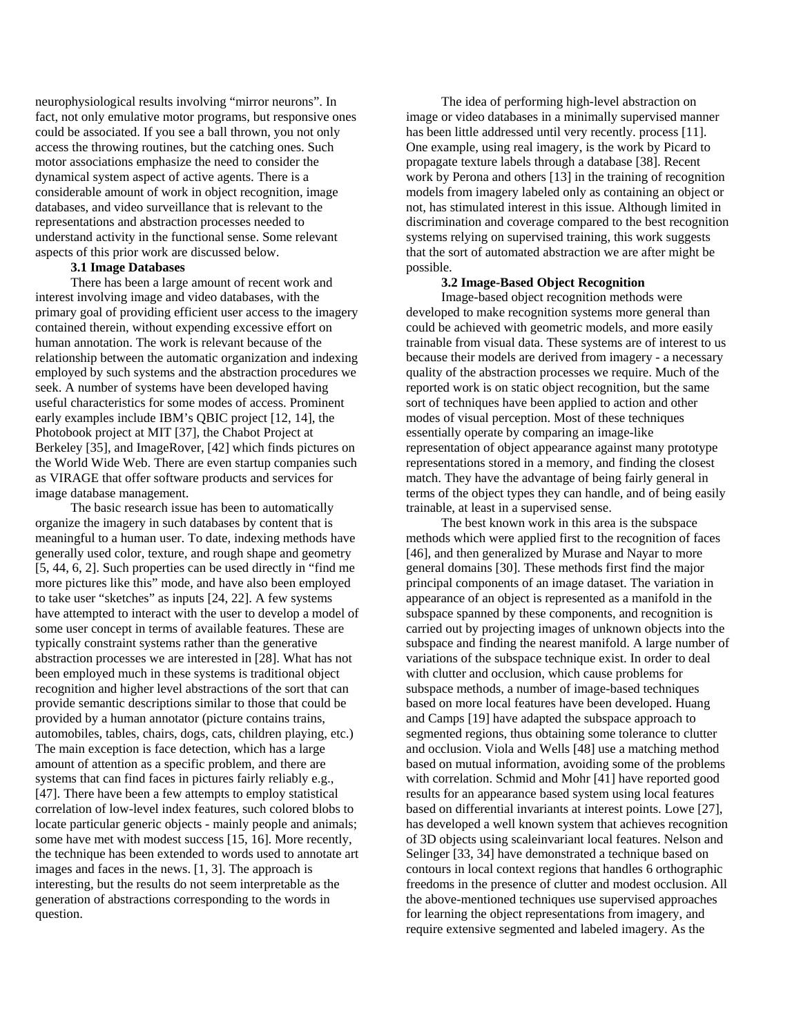neurophysiological results involving "mirror neurons". In fact, not only emulative motor programs, but responsive ones could be associated. If you see a ball thrown, you not only access the throwing routines, but the catching ones. Such motor associations emphasize the need to consider the dynamical system aspect of active agents. There is a considerable amount of work in object recognition, image databases, and video surveillance that is relevant to the representations and abstraction processes needed to understand activity in the functional sense. Some relevant aspects of this prior work are discussed below.

### 3.1 Image Databases

There has been a large amount of recent work and interest involving image and video databases, with the primary goal of providing efficient user access to the imagery contained therein, without expending excessive effort on human annotation. The work is relevant because of the relationship between the automatic organization and indexing employed by such systems and the abstraction procedures we seek. A number of systems have been developed having useful characteristics for some modes of access. Prominent early examples include IBM's QBIC project [12, 14], the Photobook project at MIT [37], the Chabot Project at Berkeley [35], and ImageRover, [42] which finds pictures on the World Wide Web. There are even startup companies such as VIRAGE that offer software products and services for image database management.

The basic research issue has been to automatically organize the imagery in such databases by content that is meaningful to a human user. To date, indexing methods have generally used color, texture, and rough shape and geometry [5, 44, 6, 2]. Such properties can be used directly in "find me more pictures like this" mode, and have also been employed to take user "sketches" as inputs [24, 22]. A few systems have attempted to interact with the user to develop a model of some user concept in terms of available features. These are typically constraint systems rather than the generative abstraction processes we are interested in [28]. What has not been employed much in these systems is traditional object recognition and higher level abstractions of the sort that can provide semantic descriptions similar to those that could be provided by a human annotator (picture contains trains, automobiles, tables, chairs, dogs, cats, children playing, etc.) The main exception is face detection, which has a large amount of attention as a specific problem, and there are systems that can find faces in pictures fairly reliably e.g., [47]. There have been a few attempts to employ statistical correlation of low-level index features, such colored blobs to locate particular generic objects - mainly people and animals; some have met with modest success [15, 16]. More recently, the technique has been extended to words used to annotate art images and faces in the news. [1, 3]. The approach is interesting, but the results do not seem interpretable as the generation of abstractions corresponding to the words in question.

The idea of performing high-level abstraction on image or video databases in a minimally supervised manner has been little addressed until very recently. process [11]. One example, using real imagery, is the work by Picard to propagate texture labels through a database [38]. Recent work by Perona and others [13] in the training of recognition models from imagery labeled only as containing an object or not, has stimulated interest in this issue. Although limited in discrimination and coverage compared to the best recognition systems relying on supervised training, this work suggests that the sort of automated abstraction we are after might be possible.

### 3.2 Image-Based Object Recognition

Image-based object recognition methods were developed to make recognition systems more general than could be achieved with geometric models, and more easily trainable from visual data. These systems are of interest to us because their models are derived from imagery - a necessary quality of the abstraction processes we require. Much of the reported work is on static object recognition, but the same sort of techniques have been applied to action and other modes of visual perception. Most of these techniques essentially operate by comparing an image-like representation of object appearance against many prototype representations stored in a memory, and finding the closest match. They have the advantage of being fairly general in terms of the object types they can handle, and of being easily trainable, at least in a supervised sense.

The best known work in this area is the subspace methods which were applied first to the recognition of faces [46], and then generalized by Murase and Nayar to more general domains [30]. These methods first find the major principal components of an image dataset. The variation in appearance of an object is represented as a manifold in the subspace spanned by these components, and recognition is carried out by projecting images of unknown objects into the subspace and finding the nearest manifold. A large number of variations of the subspace technique exist. In order to deal with clutter and occlusion, which cause problems for subspace methods, a number of image-based techniques based on more local features have been developed. Huang and Camps [19] have adapted the subspace approach to segmented regions, thus obtaining some tolerance to clutter and occlusion. Viola and Wells [48] use a matching method based on mutual information, avoiding some of the problems with correlation. Schmid and Mohr [41] have reported good results for an appearance based system using local features based on differential invariants at interest points. Lowe [27], has developed a well known system that achieves recognition of 3D objects using scaleinvariant local features. Nelson and Selinger [33, 34] have demonstrated a technique based on contours in local context regions that handles 6 orthographic freedoms in the presence of clutter and modest occlusion. All the above-mentioned techniques use supervised approaches for learning the object representations from imagery, and require extensive segmented and labeled imagery. As the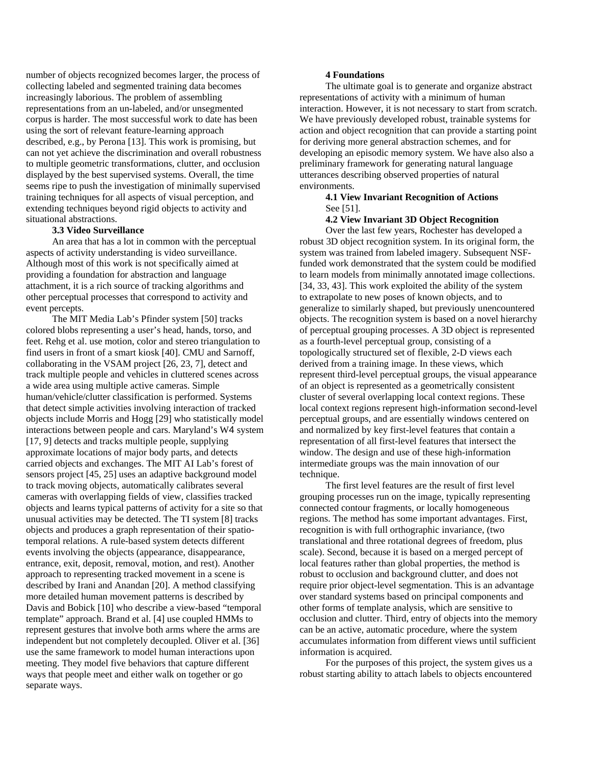number of objects recognized becomes larger, the process of collecting labeled and segmented training data becomes increasingly laborious. The problem of assembling representations from an un-labeled, and/or unsegmented corpus is harder. The most successful work to date has been using the sort of relevant feature-learning approach described, e.g., by Perona [13]. This work is promising, but can not yet achieve the discrimination and overall robustness to multiple geometric transformations, clutter, and occlusion displayed by the best supervised systems. Overall, the time seems ripe to push the investigation of minimally supervised training techniques for all aspects of visual perception, and extending techniques beyond rigid objects to activity and situational abstractions.

### 3.3 Video Surveillance

An area that has a lot in common with the perceptual aspects of activity understanding is video surveillance. Although most of this work is not specifically aimed at providing a foundation for abstraction and language attachment, it is a rich source of tracking algorithms and other perceptual processes that correspond to activity and event percepts.

The MIT Media Lab's Pfinder system [50] tracks colored blobs representing a user's head, hands, torso, and feet. Rehg et al. use motion, color and stereo triangulation to find users in front of a smart kiosk [40]. CMU and Sarnoff, collaborating in the VSAM project [26, 23, 7], detect and track multiple people and vehicles in cluttered scenes across a wide area using multiple active cameras. Simple human/vehicle/clutter classification is performed. Systems that detect simple activities involving interaction of tracked objects include Morris and Hogg [29] who statistically model interactions between people and cars. Maryland's W4 system [17, 9] detects and tracks multiple people, supplying approximate locations of major body parts, and detects carried objects and exchanges. The MIT AI Lab's forest of sensors project [45, 25] uses an adaptive background model to track moving objects, automatically calibrates several cameras with overlapping fields of view, classifies tracked objects and learns typical patterns of activity for a site so that unusual activities may be detected. The TI system [8] tracks objects and produces a graph representation of their spatio-temporal relations. A rule-based system detects different events involving the objects (appearance, disappearance, entrance, exit, deposit, removal, motion, and rest). Another approach to representing tracked movement in a scene is described by Irani and Anandan [20]. A method classifying more detailed human movement patterns is described by Davis and Bobick [10] who describe a view-based "temporal template" approach. Brand et al. [4] use coupled HMMs to represent gestures that involve both arms where the arms are independent but not completely decoupled. Oliver et al. [36] use the same framework to model human interactions upon meeting. They model five behaviors that capture different ways that people meet and either walk on together or go separate ways.

## 4 Foundations

The ultimate goal is to generate and organize abstract representations of activity with a minimum of human interaction. However, it is not necessary to start from scratch. We have previously developed robust, trainable systems for action and object recognition that can provide a starting point for deriving more general abstraction schemes, and for developing an episodic memory system. We have also also a preliminary framework for generating natural language utterances describing observed properties of natural environments.

### 4.1 View Invariant Recognition of Actions

See [51].

### 4.2 View Invariant 3D Object Recognition

Over the last few years, Rochester has developed a robust 3D object recognition system. In its original form, the system was trained from labeled imagery. Subsequent NSF-funded work demonstrated that the system could be modified to learn models from minimally annotated image collections. [34, 33, 43]. This work exploited the ability of the system to extrapolate to new poses of known objects, and to generalize to similarly shaped, but previously unencountered objects. The recognition system is based on a novel hierarchy of perceptual grouping processes. A 3D object is represented as a fourth-level perceptual group, consisting of a topologically structured set of flexible, 2-D views each derived from a training image. In these views, which represent third-level perceptual groups, the visual appearance of an object is represented as a geometrically consistent cluster of several overlapping local context regions. These local context regions represent high-information second-level perceptual groups, and are essentially windows centered on and normalized by key first-level features that contain a representation of all first-level features that intersect the window. The design and use of these high-information intermediate groups was the main innovation of our technique.

The first level features are the result of first level grouping processes run on the image, typically representing connected contour fragments, or locally homogeneous regions. The method has some important advantages. First, recognition is with full orthographic invariance, (two translational and three rotational degrees of freedom, plus scale). Second, because it is based on a merged percept of local features rather than global properties, the method is robust to occlusion and background clutter, and does not require prior object-level segmentation. This is an advantage over standard systems based on principal components and other forms of template analysis, which are sensitive to occlusion and clutter. Third, entry of objects into the memory can be an active, automatic procedure, where the system accumulates information from different views until sufficient information is acquired.

For the purposes of this project, the system gives us a robust starting ability to attach labels to objects encountered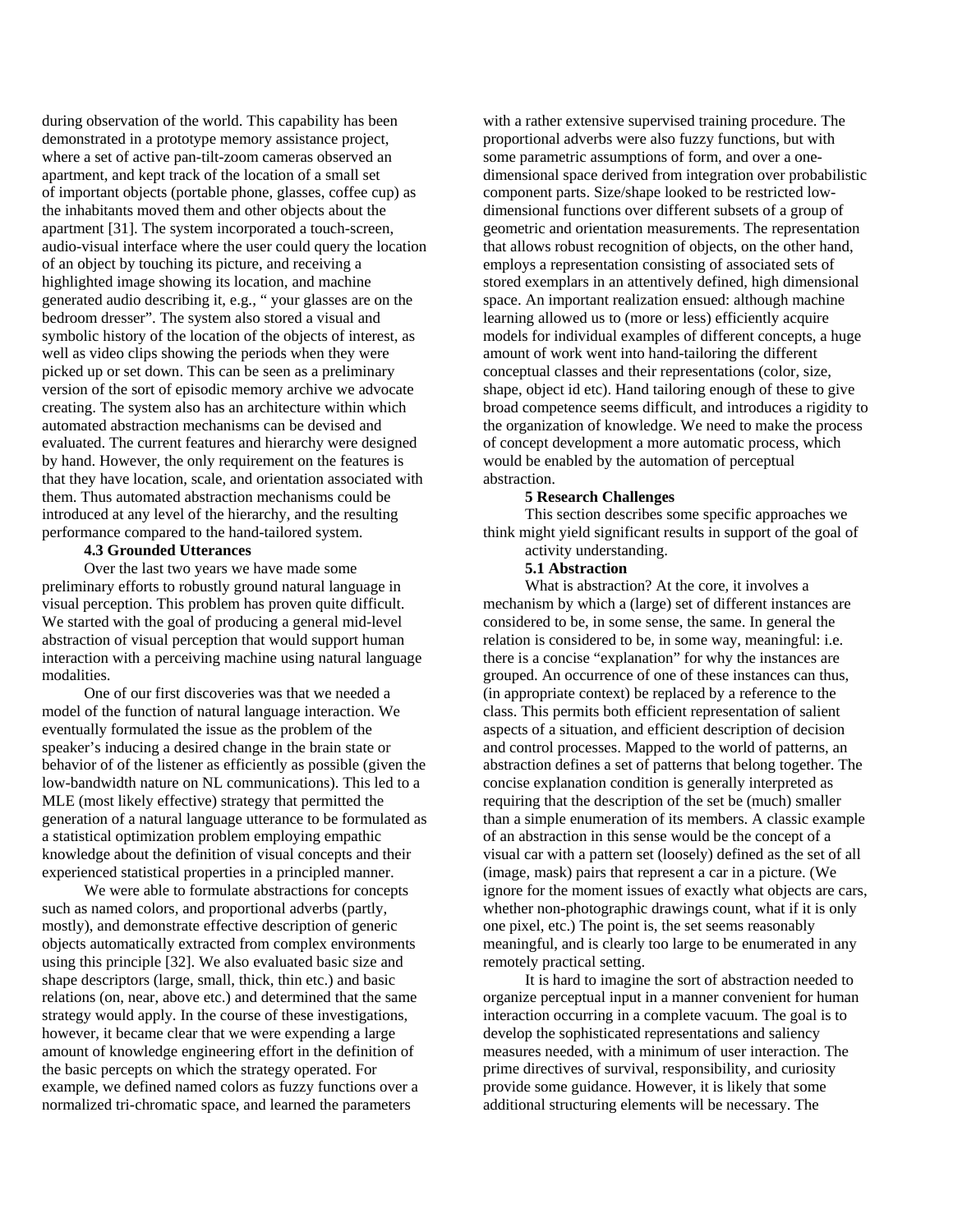during observation of the world. This capability has been demonstrated in a prototype memory assistance project, where a set of active pan-tilt-zoom cameras observed an apartment, and kept track of the location of a small set of important objects (portable phone, glasses, coffee cup) as the inhabitants moved them and other objects about the apartment [31]. The system incorporated a touch-screen, audio-visual interface where the user could query the location of an object by touching its picture, and receiving a highlighted image showing its location, and machine generated audio describing it, e.g., " your glasses are on the bedroom dresser". The system also stored a visual and symbolic history of the location of the objects of interest, as well as video clips showing the periods when they were picked up or set down. This can be seen as a preliminary version of the sort of episodic memory archive we advocate creating. The system also has an architecture within which automated abstraction mechanisms can be devised and evaluated. The current features and hierarchy were designed by hand. However, the only requirement on the features is that they have location, scale, and orientation associated with them. Thus automated abstraction mechanisms could be introduced at any level of the hierarchy, and the resulting performance compared to the hand-tailored system.

### 4.3 Grounded Utterances

Over the last two years we have made some preliminary efforts to robustly ground natural language in visual perception. This problem has proven quite difficult. We started with the goal of producing a general mid-level abstraction of visual perception that would support human interaction with a perceiving machine using natural language modalities.

One of our first discoveries was that we needed a model of the function of natural language interaction. We eventually formulated the issue as the problem of the speaker's inducing a desired change in the brain state or behavior of of the listener as efficiently as possible (given the low-bandwidth nature on NL communications). This led to a MLE (most likely effective) strategy that permitted the generation of a natural language utterance to be formulated as a statistical optimization problem employing empathic knowledge about the definition of visual concepts and their experienced statistical properties in a principled manner.

We were able to formulate abstractions for concepts such as named colors, and proportional adverbs (partly, mostly), and demonstrate effective description of generic objects automatically extracted from complex environments using this principle [32]. We also evaluated basic size and shape descriptors (large, small, thick, thin etc.) and basic relations (on, near, above etc.) and determined that the same strategy would apply. In the course of these investigations, however, it became clear that we were expending a large amount of knowledge engineering effort in the definition of the basic percepts on which the strategy operated. For example, we defined named colors as fuzzy functions over a normalized tri-chromatic space, and learned the parameters with a rather extensive supervised training procedure. The proportional adverbs were also fuzzy functions, but with some parametric assumptions of form, and over a one-dimensional space derived from integration over probabilistic component parts. Size/shape looked to be restricted low-dimensional functions over different subsets of a group of geometric and orientation measurements. The representation that allows robust recognition of objects, on the other hand, employs a representation consisting of associated sets of stored exemplars in an attentively defined, high dimensional space. An important realization ensued: although machine learning allowed us to (more or less) efficiently acquire models for individual examples of different concepts, a huge amount of work went into hand-tailoring the different conceptual classes and their representations (color, size, shape, object id etc). Hand tailoring enough of these to give broad competence seems difficult, and introduces a rigidity to the organization of knowledge. We need to make the process of concept development a more automatic process, which would be enabled by the automation of perceptual abstraction.

## 5 Research Challenges

This section describes some specific approaches we think might yield significant results in support of the goal of activity understanding.

### 5.1 Abstraction

What is abstraction? At the core, it involves a mechanism by which a (large) set of different instances are considered to be, in some sense, the same. In general the relation is considered to be, in some way, meaningful: i.e. there is a concise "explanation" for why the instances are grouped. An occurrence of one of these instances can thus, (in appropriate context) be replaced by a reference to the class. This permits both efficient representation of salient aspects of a situation, and efficient description of decision and control processes. Mapped to the world of patterns, an abstraction defines a set of patterns that belong together. The concise explanation condition is generally interpreted as requiring that the description of the set be (much) smaller than a simple enumeration of its members. A classic example of an abstraction in this sense would be the concept of a visual car with a pattern set (loosely) defined as the set of all (image, mask) pairs that represent a car in a picture. (We ignore for the moment issues of exactly what objects are cars, whether non-photographic drawings count, what if it is only one pixel, etc.) The point is, the set seems reasonably meaningful, and is clearly too large to be enumerated in any remotely practical setting.

It is hard to imagine the sort of abstraction needed to organize perceptual input in a manner convenient for human interaction occurring in a complete vacuum. The goal is to develop the sophisticated representations and saliency measures needed, with a minimum of user interaction. The prime directives of survival, responsibility, and curiosity provide some guidance. However, it is likely that some additional structuring elements will be necessary. The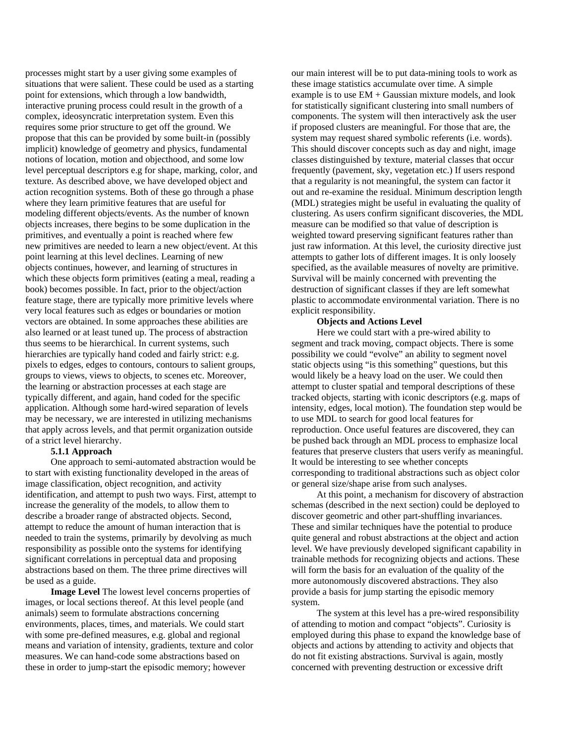processes might start by a user giving some examples of situations that were salient. These could be used as a starting point for extensions, which through a low bandwidth, interactive pruning process could result in the growth of a complex, ideosyncratic interpretation system. Even this requires some prior structure to get off the ground. We propose that this can be provided by some built-in (possibly implicit) knowledge of geometry and physics, fundamental notions of location, motion and objecthood, and some low level perceptual descriptors e.g for shape, marking, color, and texture. As described above, we have developed object and action recognition systems. Both of these go through a phase where they learn primitive features that are useful for modeling different objects/events. As the number of known objects increases, there begins to be some duplication in the primitives, and eventually a point is reached where few new primitives are needed to learn a new object/event. At this point learning at this level declines. Learning of new objects continues, however, and learning of structures in which these objects form primitives (eating a meal, reading a book) becomes possible. In fact, prior to the object/action feature stage, there are typically more primitive levels where very local features such as edges or boundaries or motion vectors are obtained. In some approaches these abilities are also learned or at least tuned up. The process of abstraction thus seems to be hierarchical. In current systems, such hierarchies are typically hand coded and fairly strict: e.g. pixels to edges, edges to contours, contours to salient groups, groups to views, views to objects, to scenes etc. Moreover, the learning or abstraction processes at each stage are typically different, and again, hand coded for the specific application. Although some hard-wired separation of levels may be necessary, we are interested in utilizing mechanisms that apply across levels, and that permit organization outside of a strict level hierarchy.

#### 5.1.1 Approach

One approach to semi-automated abstraction would be to start with existing functionality developed in the areas of image classification, object recognition, and activity identification, and attempt to push two ways. First, attempt to increase the generality of the models, to allow them to describe a broader range of abstracted objects. Second, attempt to reduce the amount of human interaction that is needed to train the systems, primarily by devolving as much responsibility as possible onto the systems for identifying significant correlations in perceptual data and proposing abstractions based on them. The three prime directives will be used as a guide.

**Image Level** The lowest level concerns properties of images, or local sections thereof. At this level people (and animals) seem to formulate abstractions concerning environments, places, times, and materials. We could start with some pre-defined measures, e.g. global and regional means and variation of intensity, gradients, texture and color measures. We can hand-code some abstractions based on these in order to jump-start the episodic memory; however our main interest will be to put data-mining tools to work as these image statistics accumulate over time. A simple example is to use EM + Gaussian mixture models, and look for statistically significant clustering into small numbers of components. The system will then interactively ask the user if proposed clusters are meaningful. For those that are, the system may request shared symbolic referents (i.e. words). This should discover concepts such as day and night, image classes distinguished by texture, material classes that occur frequently (pavement, sky, vegetation etc.) If users respond that a regularity is not meaningful, the system can factor it out and re-examine the residual. Minimum description length (MDL) strategies might be useful in evaluating the quality of clustering. As users confirm significant discoveries, the MDL measure can be modified so that value of description is weighted toward preserving significant features rather than just raw information. At this level, the curiosity directive just attempts to gather lots of different images. It is only loosely specified, as the available measures of novelty are primitive. Survival will be mainly concerned with preventing the destruction of significant classes if they are left somewhat plastic to accommodate environmental variation. There is no explicit responsibility.

**Objects and Actions Level**

Here we could start with a pre-wired ability to segment and track moving, compact objects. There is some possibility we could "evolve" an ability to segment novel static objects using "is this something" questions, but this would likely be a heavy load on the user. We could then attempt to cluster spatial and temporal descriptions of these tracked objects, starting with iconic descriptors (e.g. maps of intensity, edges, local motion). The foundation step would be to use MDL to search for good local features for reproduction. Once useful features are discovered, they can be pushed back through an MDL process to emphasize local features that preserve clusters that users verify as meaningful. It would be interesting to see whether concepts corresponding to traditional abstractions such as object color or general size/shape arise from such analyses.

At this point, a mechanism for discovery of abstraction schemas (described in the next section) could be deployed to discover geometric and other part-shuffling invariances. These and similar techniques have the potential to produce quite general and robust abstractions at the object and action level. We have previously developed significant capability in trainable methods for recognizing objects and actions. These will form the basis for an evaluation of the quality of the more autonomously discovered abstractions. They also provide a basis for jump starting the episodic memory system.

The system at this level has a pre-wired responsibility of attending to motion and compact "objects". Curiosity is employed during this phase to expand the knowledge base of objects and actions by attending to activity and objects that do not fit existing abstractions. Survival is again, mostly concerned with preventing destruction or excessive drift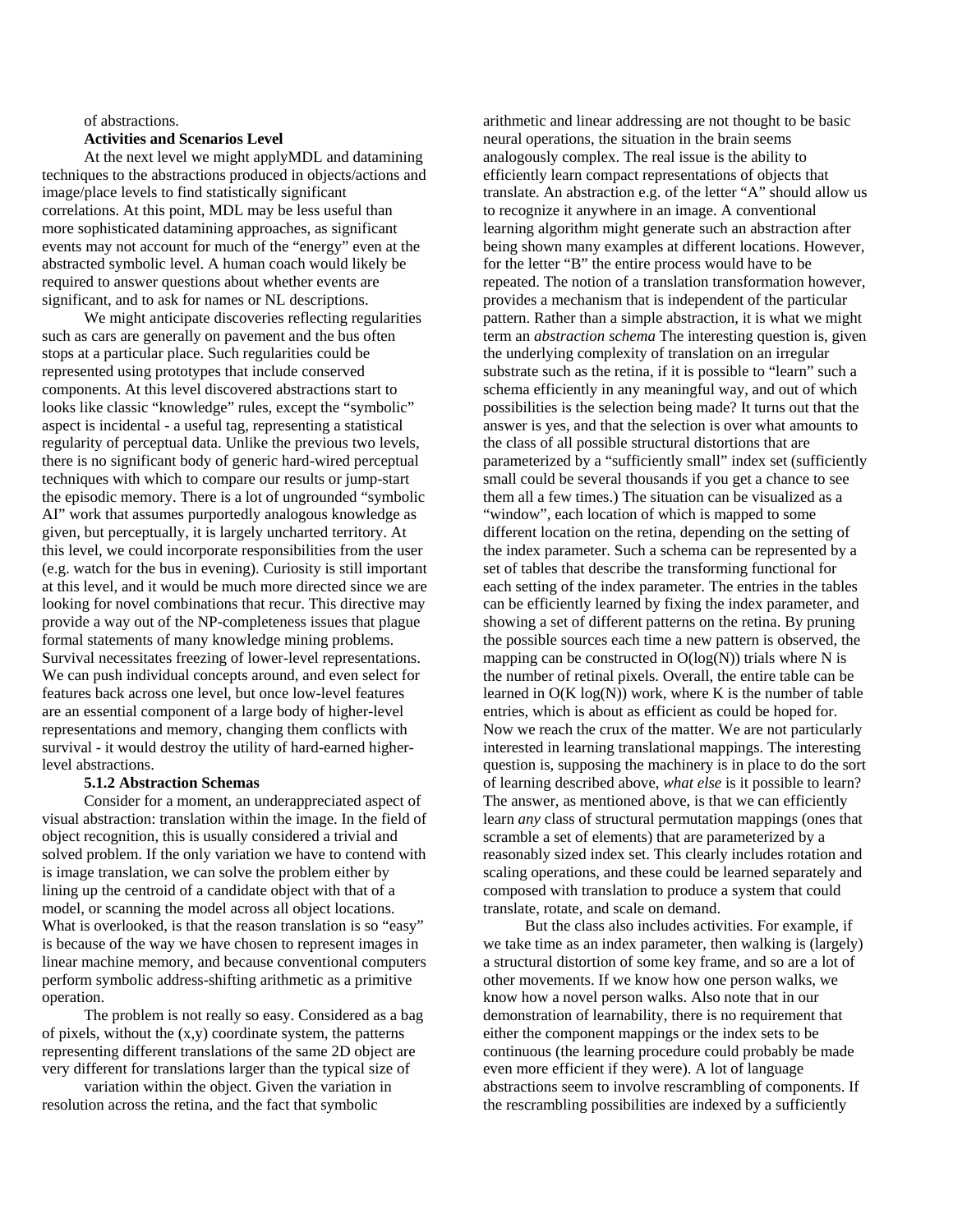of abstractions.

**Activities and Scenarios Level**

At the next level we might applyMDL and datamining techniques to the abstractions produced in objects/actions and image/place levels to find statistically significant correlations. At this point, MDL may be less useful than more sophisticated datamining approaches, as significant events may not account for much of the "energy" even at the abstracted symbolic level. A human coach would likely be required to answer questions about whether events are significant, and to ask for names or NL descriptions.

We might anticipate discoveries reflecting regularities such as cars are generally on pavement and the bus often stops at a particular place. Such regularities could be represented using prototypes that include conserved components. At this level discovered abstractions start to looks like classic "knowledge" rules, except the "symbolic" aspect is incidental - a useful tag, representing a statistical regularity of perceptual data. Unlike the previous two levels, there is no significant body of generic hard-wired perceptual techniques with which to compare our results or jump-start the episodic memory. There is a lot of ungrounded "symbolic AI" work that assumes purportedly analogous knowledge as given, but perceptually, it is largely uncharted territory. At this level, we could incorporate responsibilities from the user (e.g. watch for the bus in evening). Curiosity is still important at this level, and it would be much more directed since we are looking for novel combinations that recur. This directive may provide a way out of the NP-completeness issues that plague formal statements of many knowledge mining problems. Survival necessitates freezing of lower-level representations. We can push individual concepts around, and even select for features back across one level, but once low-level features are an essential component of a large body of higher-level representations and memory, changing them conflicts with survival - it would destroy the utility of hard-earned higher-level abstractions.

### 5.1.2 Abstraction Schemas

Consider for a moment, an underappreciated aspect of visual abstraction: translation within the image. In the field of object recognition, this is usually considered a trivial and solved problem. If the only variation we have to contend with is image translation, we can solve the problem either by lining up the centroid of a candidate object with that of a model, or scanning the model across all object locations. What is overlooked, is that the reason translation is so "easy" is because of the way we have chosen to represent images in linear machine memory, and because conventional computers perform symbolic address-shifting arithmetic as a primitive operation.

The problem is not really so easy. Considered as a bag of pixels, without the (x,y) coordinate system, the patterns representing different translations of the same 2D object are very different for translations larger than the typical size of variation within the object. Given the variation in resolution across the retina, and the fact that symbolic arithmetic and linear addressing are not thought to be basic neural operations, the situation in the brain seems analogously complex. The real issue is the ability to efficiently learn compact representations of objects that translate. An abstraction e.g. of the letter "A" should allow us to recognize it anywhere in an image. A conventional learning algorithm might generate such an abstraction after being shown many examples at different locations. However, for the letter "B" the entire process would have to be repeated. The notion of a translation transformation however, provides a mechanism that is independent of the particular pattern. Rather than a simple abstraction, it is what we might term an *abstraction schema* The interesting question is, given the underlying complexity of translation on an irregular substrate such as the retina, if it is possible to "learn" such a schema efficiently in any meaningful way, and out of which possibilities is the selection being made? It turns out that the answer is yes, and that the selection is over what amounts to the class of all possible structural distortions that are parameterized by a "sufficiently small" index set (sufficiently small could be several thousands if you get a chance to see them all a few times.) The situation can be visualized as a "window", each location of which is mapped to some different location on the retina, depending on the setting of the index parameter. Such a schema can be represented by a set of tables that describe the transforming functional for each setting of the index parameter. The entries in the tables can be efficiently learned by fixing the index parameter, and showing a set of different patterns on the retina. By pruning the possible sources each time a new pattern is observed, the mapping can be constructed in $O(\log(N))$ trials where N is the number of retinal pixels. Overall, the entire table can be learned in $O(K \log(N))$ work, where K is the number of table entries, which is about as efficient as could be hoped for. Now we reach the crux of the matter. We are not particularly interested in learning translational mappings. The interesting question is, supposing the machinery is in place to do the sort of learning described above, *what else* is it possible to learn? The answer, as mentioned above, is that we can efficiently learn *any* class of structural permutation mappings (ones that scramble a set of elements) that are parameterized by a reasonably sized index set. This clearly includes rotation and scaling operations, and these could be learned separately and composed with translation to produce a system that could translate, rotate, and scale on demand.

But the class also includes activities. For example, if we take time as an index parameter, then walking is (largely) a structural distortion of some key frame, and so are a lot of other movements. If we know how one person walks, we know how a novel person walks. Also note that in our demonstration of learnability, there is no requirement that either the component mappings or the index sets to be continuous (the learning procedure could probably be made even more efficient if they were). A lot of language abstractions seem to involve rescrambling of components. If the rescrambling possibilities are indexed by a sufficiently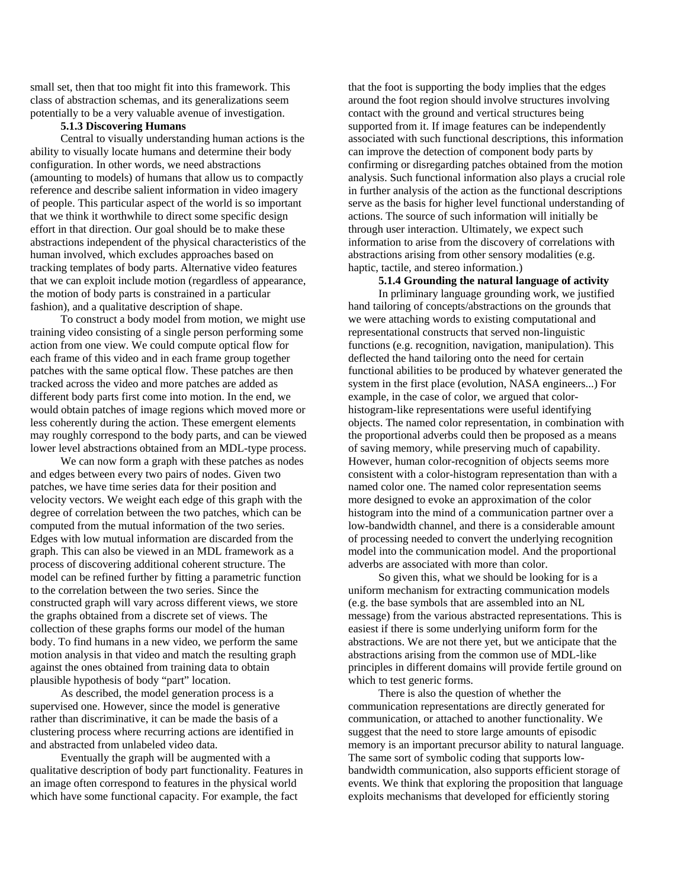small set, then that too might fit into this framework. This class of abstraction schemas, and its generalizations seem potentially to be a very valuable avenue of investigation.

### 5.1.3 Discovering Humans

Central to visually understanding human actions is the ability to visually locate humans and determine their body configuration. In other words, we need abstractions (amounting to models) of humans that allow us to compactly reference and describe salient information in video imagery of people. This particular aspect of the world is so important that we think it worthwhile to direct some specific design effort in that direction. Our goal should be to make these abstractions independent of the physical characteristics of the human involved, which excludes approaches based on tracking templates of body parts. Alternative video features that we can exploit include motion (regardless of appearance, the motion of body parts is constrained in a particular fashion), and a qualitative description of shape.

To construct a body model from motion, we might use training video consisting of a single person performing some action from one view. We could compute optical flow for each frame of this video and in each frame group together patches with the same optical flow. These patches are then tracked across the video and more patches are added as different body parts first come into motion. In the end, we would obtain patches of image regions which moved more or less coherently during the action. These emergent elements may roughly correspond to the body parts, and can be viewed lower level abstractions obtained from an MDL-type process.

We can now form a graph with these patches as nodes and edges between every two pairs of nodes. Given two patches, we have time series data for their position and velocity vectors. We weight each edge of this graph with the degree of correlation between the two patches, which can be computed from the mutual information of the two series. Edges with low mutual information are discarded from the graph. This can also be viewed in an MDL framework as a process of discovering additional coherent structure. The model can be refined further by fitting a parametric function to the correlation between the two series. Since the constructed graph will vary across different views, we store the graphs obtained from a discrete set of views. The collection of these graphs forms our model of the human body. To find humans in a new video, we perform the same motion analysis in that video and match the resulting graph against the ones obtained from training data to obtain plausible hypothesis of body "part" location.

As described, the model generation process is a supervised one. However, since the model is generative rather than discriminative, it can be made the basis of a clustering process where recurring actions are identified in and abstracted from unlabeled video data.

Eventually the graph will be augmented with a qualitative description of body part functionality. Features in an image often correspond to features in the physical world which have some functional capacity. For example, the fact that the foot is supporting the body implies that the edges around the foot region should involve structures involving contact with the ground and vertical structures being supported from it. If image features can be independently associated with such functional descriptions, this information can improve the detection of component body parts by confirming or disregarding patches obtained from the motion analysis. Such functional information also plays a crucial role in further analysis of the action as the functional descriptions serve as the basis for higher level functional understanding of actions. The source of such information will initially be through user interaction. Ultimately, we expect such information to arise from the discovery of correlations with abstractions arising from other sensory modalities (e.g. haptic, tactile, and stereo information.)

### 5.1.4 Grounding the natural language of activity

In prliminary language grounding work, we justified hand tailoring of concepts/abstractions on the grounds that we were attaching words to existing computational and representational constructs that served non-linguistic functions (e.g. recognition, navigation, manipulation). This deflected the hand tailoring onto the need for certain functional abilities to be produced by whatever generated the system in the first place (evolution, NASA engineers...) For example, in the case of color, we argued that color-histogram-like representations were useful identifying objects. The named color representation, in combination with the proportional adverbs could then be proposed as a means of saving memory, while preserving much of capability. However, human color-recognition of objects seems more consistent with a color-histogram representation than with a named color one. The named color representation seems more designed to evoke an approximation of the color histogram into the mind of a communication partner over a low-bandwidth channel, and there is a considerable amount of processing needed to convert the underlying recognition model into the communication model. And the proportional adverbs are associated with more than color.

So given this, what we should be looking for is a uniform mechanism for extracting communication models (e.g. the base symbols that are assembled into an NL message) from the various abstracted representations. This is easiest if there is some underlying uniform form for the abstractions. We are not there yet, but we anticipate that the abstractions arising from the common use of MDL-like principles in different domains will provide fertile ground on which to test generic forms.

There is also the question of whether the communication representations are directly generated for communication, or attached to another functionality. We suggest that the need to store large amounts of episodic memory is an important precursor ability to natural language. The same sort of symbolic coding that supports low-bandwidth communication, also supports efficient storage of events. We think that exploring the proposition that language exploits mechanisms that developed for efficiently storing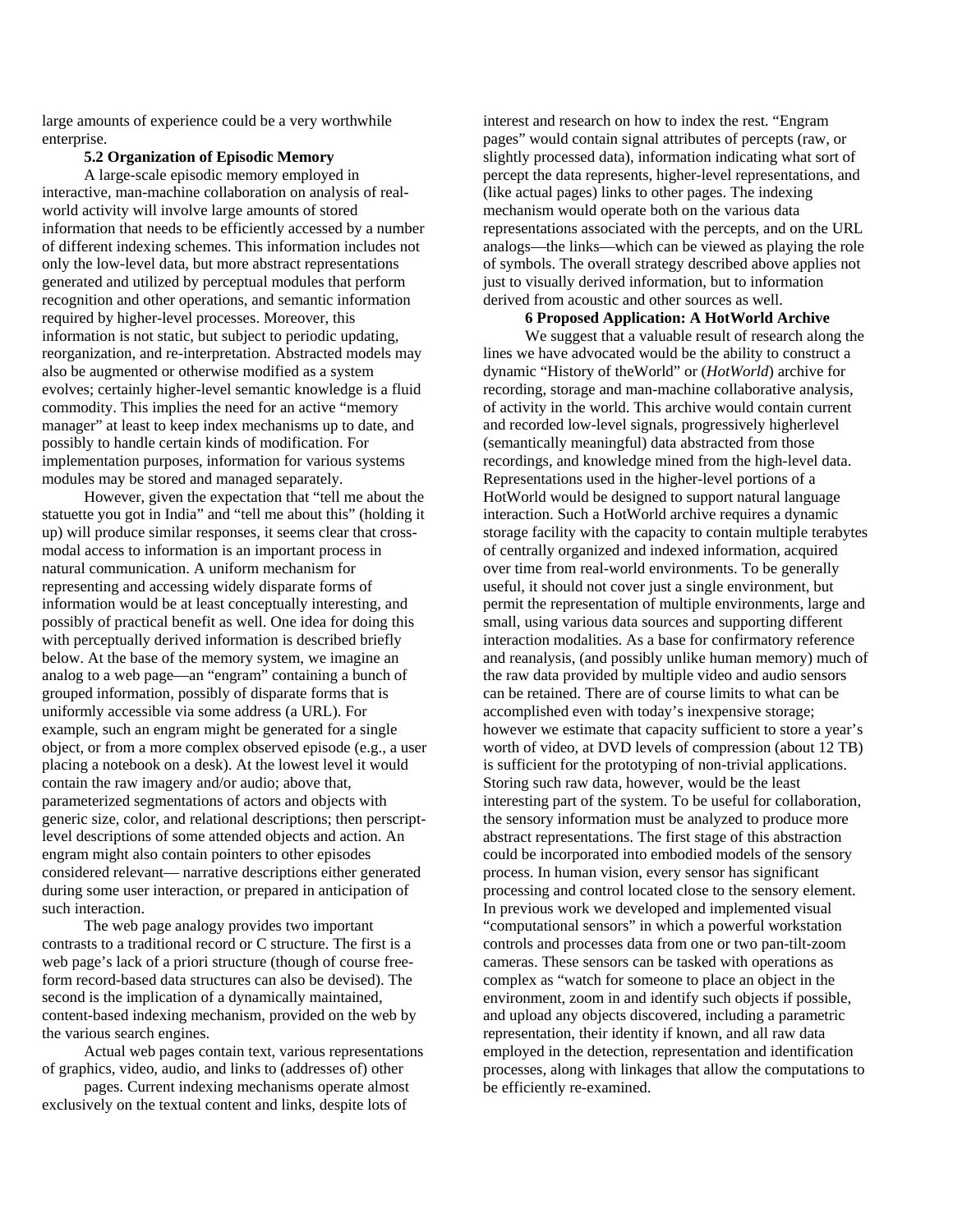large amounts of experience could be a very worthwhile enterprise.

### 5.2 Organization of Episodic Memory

A large-scale episodic memory employed in interactive, man-machine collaboration on analysis of real-world activity will involve large amounts of stored information that needs to be efficiently accessed by a number of different indexing schemes. This information includes not only the low-level data, but more abstract representations generated and utilized by perceptual modules that perform recognition and other operations, and semantic information required by higher-level processes. Moreover, this information is not static, but subject to periodic updating, reorganization, and re-interpretation. Abstracted models may also be augmented or otherwise modified as a system evolves; certainly higher-level semantic knowledge is a fluid commodity. This implies the need for an active "memory manager" at least to keep index mechanisms up to date, and possibly to handle certain kinds of modification. For implementation purposes, information for various systems modules may be stored and managed separately.

However, given the expectation that "tell me about the statuette you got in India" and "tell me about this" (holding it up) will produce similar responses, it seems clear that cross-modal access to information is an important process in natural communication. A uniform mechanism for representing and accessing widely disparate forms of information would be at least conceptually interesting, and possibly of practical benefit as well. One idea for doing this with perceptually derived information is described briefly below. At the base of the memory system, we imagine an analog to a web page—an "engram" containing a bunch of grouped information, possibly of disparate forms that is uniformly accessible via some address (a URL). For example, such an engram might be generated for a single object, or from a more complex observed episode (e.g., a user placing a notebook on a desk). At the lowest level it would contain the raw imagery and/or audio; above that, parameterized segmentations of actors and objects with generic size, color, and relational descriptions; then perscript-level descriptions of some attended objects and action. An engram might also contain pointers to other episodes considered relevant— narrative descriptions either generated during some user interaction, or prepared in anticipation of such interaction.

The web page analogy provides two important contrasts to a traditional record or C structure. The first is a web page's lack of a priori structure (though of course free-form record-based data structures can also be devised). The second is the implication of a dynamically maintained, content-based indexing mechanism, provided on the web by the various search engines.

Actual web pages contain text, various representations of graphics, video, audio, and links to (addresses of) other pages. Current indexing mechanisms operate almost exclusively on the textual content and links, despite lots of interest and research on how to index the rest. "Engram pages" would contain signal attributes of percepts (raw, or slightly processed data), information indicating what sort of percept the data represents, higher-level representations, and (like actual pages) links to other pages. The indexing mechanism would operate both on the various data representations associated with the percepts, and on the URL analogs—the links—which can be viewed as playing the role of symbols. The overall strategy described above applies not just to visually derived information, but to information derived from acoustic and other sources as well.

## 6 Proposed Application: A HotWorld Archive

We suggest that a valuable result of research along the lines we have advocated would be the ability to construct a dynamic "History of theWorld" or (*HotWorld*) archive for recording, storage and man-machine collaborative analysis, of activity in the world. This archive would contain current and recorded low-level signals, progressively higherlevel (semantically meaningful) data abstracted from those recordings, and knowledge mined from the high-level data. Representations used in the higher-level portions of a HotWorld would be designed to support natural language interaction. Such a HotWorld archive requires a dynamic storage facility with the capacity to contain multiple terabytes of centrally organized and indexed information, acquired over time from real-world environments. To be generally useful, it should not cover just a single environment, but permit the representation of multiple environments, large and small, using various data sources and supporting different interaction modalities. As a base for confirmatory reference and reanalysis, (and possibly unlike human memory) much of the raw data provided by multiple video and audio sensors can be retained. There are of course limits to what can be accomplished even with today's inexpensive storage; however we estimate that capacity sufficient to store a year's worth of video, at DVD levels of compression (about 12 TB) is sufficient for the prototyping of non-trivial applications. Storing such raw data, however, would be the least interesting part of the system. To be useful for collaboration, the sensory information must be analyzed to produce more abstract representations. The first stage of this abstraction could be incorporated into embodied models of the sensory process. In human vision, every sensor has significant processing and control located close to the sensory element. In previous work we developed and implemented visual "computational sensors" in which a powerful workstation controls and processes data from one or two pan-tilt-zoom cameras. These sensors can be tasked with operations as complex as "watch for someone to place an object in the environment, zoom in and identify such objects if possible, and upload any objects discovered, including a parametric representation, their identity if known, and all raw data employed in the detection, representation and identification processes, along with linkages that allow the computations to be efficiently re-examined.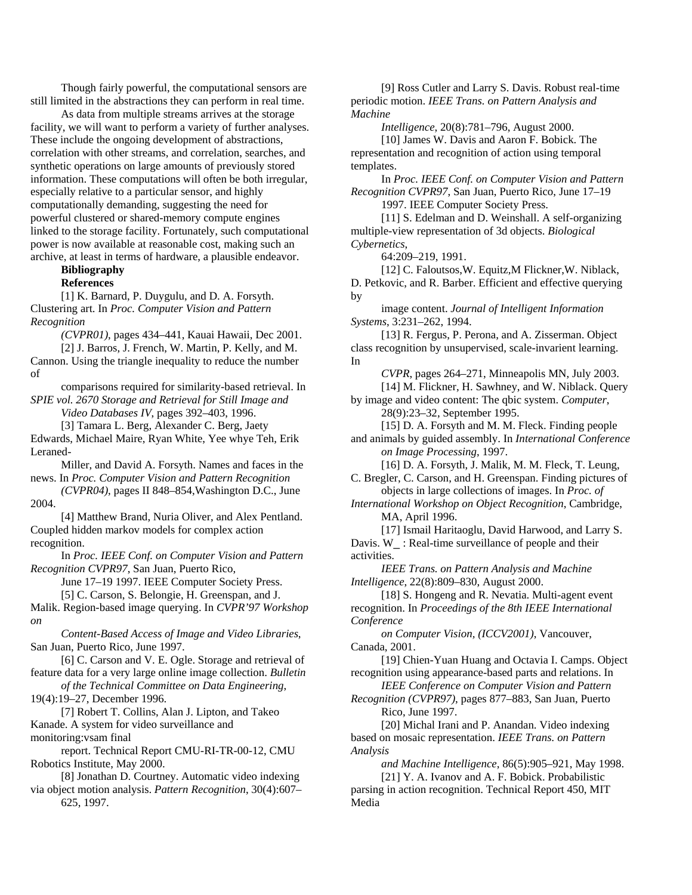Though fairly powerful, the computational sensors are still limited in the abstractions they can perform in real time.

As data from multiple streams arrives at the storage facility, we will want to perform a variety of further analyses. These include the ongoing development of abstractions, correlation with other streams, and correlation, searches, and synthetic operations on large amounts of previously stored information. These computations will often be both irregular, especially relative to a particular sensor, and highly computationally demanding, suggesting the need for powerful clustered or shared-memory compute engines linked to the storage facility. Fortunately, such computational power is now available at reasonable cost, making such an archive, at least in terms of hardware, a plausible endeavor.

**Bibliography**

**References**

[1] K. Barnard, P. Duygulu, and D. A. Forsyth. Clustering art. In *Proc. Computer Vision and Pattern Recognition (CVPR01)*, pages 434–441, Kauai Hawaii, Dec 2001.

[2] J. Barros, J. French, W. Martin, P. Kelly, and M. Cannon. Using the triangle inequality to reduce the number of comparisons required for similarity-based retrieval. In *SPIE vol. 2670 Storage and Retrieval for Still Image and Video Databases IV*, pages 392–403, 1996.

[3] Tamara L. Berg, Alexander C. Berg, Jaety Edwards, Michael Maire, Ryan White, Yee whye Teh, Erik Leraned-Miller, and David A. Forsyth. Names and faces in the news. In *Proc. Computer Vision and Pattern Recognition (CVPR04)*, pages II 848–854,Washington D.C., June 2004.

[4] Matthew Brand, Nuria Oliver, and Alex Pentland. Coupled hidden markov models for complex action recognition. In *Proc. IEEE Conf. on Computer Vision and Pattern Recognition CVPR97*, San Juan, Puerto Rico, June 17–19 1997. IEEE Computer Society Press.

[5] C. Carson, S. Belongie, H. Greenspan, and J. Malik. Region-based image querying. In *CVPR'97 Workshop on Content-Based Access of Image and Video Libraries*, San Juan, Puerto Rico, June 1997.

[6] C. Carson and V. E. Ogle. Storage and retrieval of feature data for a very large online image collection. *Bulletin of the Technical Committee on Data Engineering*, 19(4):19–27, December 1996.

[7] Robert T. Collins, Alan J. Lipton, and Takeo Kanade. A system for video surveillance and monitoring:vsam final report. Technical Report CMU-RI-TR-00-12, CMU Robotics Institute, May 2000.

[8] Jonathan D. Courtney. Automatic video indexing via object motion analysis. *Pattern Recognition*, 30(4):607–625, 1997.

[9] Ross Cutler and Larry S. Davis. Robust real-time periodic motion. *IEEE Trans. on Pattern Analysis and Machine Intelligence*, 20(8):781–796, August 2000.

[10] James W. Davis and Aaron F. Bobick. The representation and recognition of action using temporal templates. In *Proc. IEEE Conf. on Computer Vision and Pattern Recognition CVPR97*, San Juan, Puerto Rico, June 17–19 1997. IEEE Computer Society Press.

[11] S. Edelman and D. Weinshall. A self-organizing multiple-view representation of 3d objects. *Biological Cybernetics*, 64:209–219, 1991.

[12] C. Faloutsos,W. Equitz,M Flickner,W. Niblack, D. Petkovic, and R. Barber. Efficient and effective querying by image content. *Journal of Intelligent Information Systems*, 3:231–262, 1994.

[13] R. Fergus, P. Perona, and A. Zisserman. Object class recognition by unsupervised, scale-invariant learning. In *CVPR*, pages 264–271, Minneapolis MN, July 2003.

[14] M. Flickner, H. Sawhney, and W. Niblack. Query by image and video content: The qbic system. *Computer*, 28(9):23–32, September 1995.

[15] D. A. Forsyth and M. M. Fleck. Finding people and animals by guided assembly. In *International Conference on Image Processing*, 1997.

[16] D. A. Forsyth, J. Malik, M. M. Fleck, T. Leung, C. Bregler, C. Carson, and H. Greenspan. Finding pictures of objects in large collections of images. In *Proc. of International Workshop on Object Recognition*, Cambridge, MA, April 1996.

[17] Ismail Haritaoglu, David Harwood, and Larry S. Davis. W_ : Real-time surveillance of people and their activities. *IEEE Trans. on Pattern Analysis and Machine Intelligence*, 22(8):809–830, August 2000.

[18] S. Hongeng and R. Nevatia. Multi-agent event recognition. In *Proceedings of the 8th IEEE International Conference on Computer Vision, (ICCV2001)*, Vancouver, Canada, 2001.

[19] Chien-Yuan Huang and Octavia I. Camps. Object recognition using appearance-based parts and relations. In *IEEE Conference on Computer Vision and Pattern Recognition (CVPR97)*, pages 877–883, San Juan, Puerto Rico, June 1997.

[20] Michal Irani and P. Anandan. Video indexing based on mosaic representation. *IEEE Trans. on Pattern Analysis and Machine Intelligence*, 86(5):905–921, May 1998.

[21] Y. A. Ivanov and A. F. Bobick. Probabilistic parsing in action recognition. Technical Report 450, MIT Media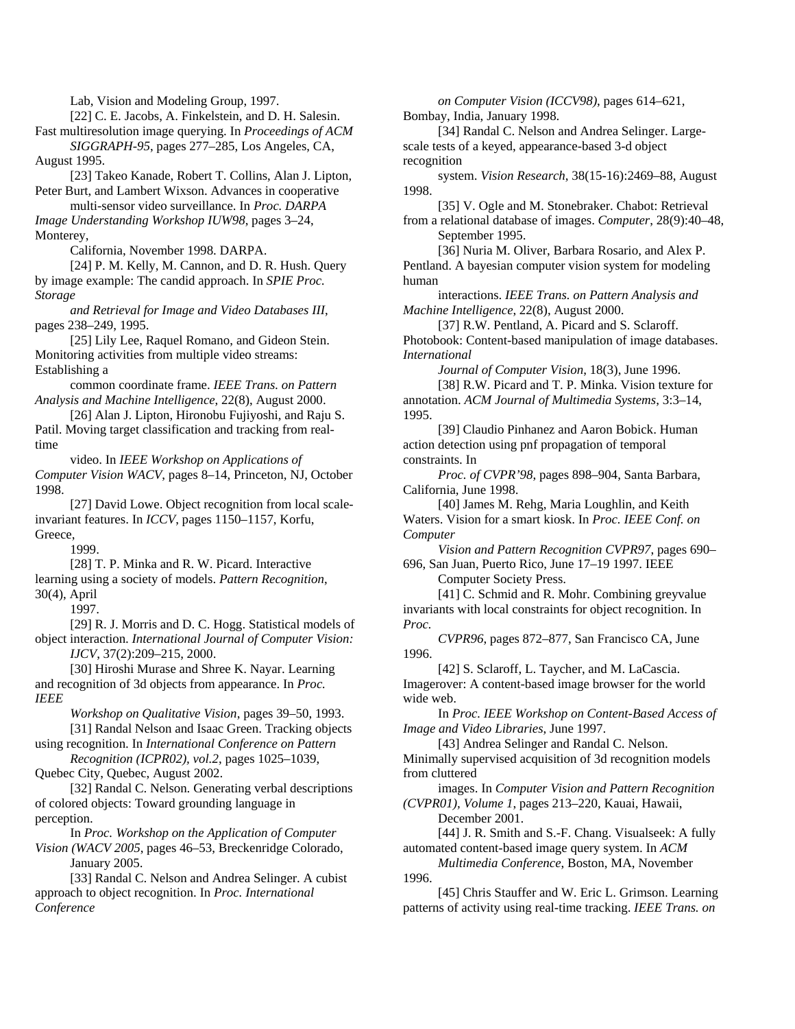Lab, Vision and Modeling Group, 1997.

[22] C. E. Jacobs, A. Finkelstein, and D. H. Salesin. Fast multiresolution image querying. In *Proceedings of ACM SIGGRAPH-95*, pages 277–285, Los Angeles, CA, August 1995.

[23] Takeo Kanade, Robert T. Collins, Alan J. Lipton, Peter Burt, and Lambert Wixson. Advances in cooperative multi-sensor video surveillance. In *Proc. DARPA Image Understanding Workshop IUW98*, pages 3–24, Monterey, California, November 1998. DARPA.

[24] P. M. Kelly, M. Cannon, and D. R. Hush. Query by image example: The candid approach. In *SPIE Proc. Storage and Retrieval for Image and Video Databases III*, pages 238–249, 1995.

[25] Lily Lee, Raquel Romano, and Gideon Stein. Monitoring activities from multiple video streams: Establishing a common coordinate frame. *IEEE Trans. on Pattern Analysis and Machine Intelligence*, 22(8), August 2000.

[26] Alan J. Lipton, Hironobu Fujiyoshi, and Raju S. Patil. Moving target classification and tracking from real-time video. In *IEEE Workshop on Applications of Computer Vision WACV*, pages 8–14, Princeton, NJ, October 1998.

[27] David Lowe. Object recognition from local scale-invariant features. In *ICCV*, pages 1150–1157, Korfu, Greece, 1999.

[28] T. P. Minka and R. W. Picard. Interactive learning using a society of models. *Pattern Recognition*, 30(4), April 1997.

[29] R. J. Morris and D. C. Hogg. Statistical models of object interaction. *International Journal of Computer Vision: IJCV*, 37(2):209–215, 2000.

[30] Hiroshi Murase and Shree K. Nayar. Learning and recognition of 3d objects from appearance. In *Proc. IEEE Workshop on Qualitative Vision*, pages 39–50, 1993.

[31] Randal Nelson and Isaac Green. Tracking objects using recognition. In *International Conference on Pattern Recognition (ICPR02), vol.2*, pages 1025–1039, Quebec City, Quebec, August 2002.

[32] Randal C. Nelson. Generating verbal descriptions of colored objects: Toward grounding language in perception. In *Proc. Workshop on the Application of Computer Vision (WACV 2005*, pages 46–53, Breckenridge Colorado, January 2005.

[33] Randal C. Nelson and Andrea Selinger. A cubist approach to object recognition. In *Proc. International Conference on Computer Vision (ICCV98)*, pages 614–621, Bombay, India, January 1998.

[34] Randal C. Nelson and Andrea Selinger. Large-scale tests of a keyed, appearance-based 3-d object recognition system. *Vision Research*, 38(15-16):2469–88, August 1998.

[35] V. Ogle and M. Stonebraker. Chabot: Retrieval from a relational database of images. *Computer*, 28(9):40–48, September 1995.

[36] Nuria M. Oliver, Barbara Rosario, and Alex P. Pentland. A bayesian computer vision system for modeling human interactions. *IEEE Trans. on Pattern Analysis and Machine Intelligence*, 22(8), August 2000.

[37] R.W. Pentland, A. Picard and S. Sclaroff. Photobook: Content-based manipulation of image databases. *International Journal of Computer Vision*, 18(3), June 1996.

[38] R.W. Picard and T. P. Minka. Vision texture for annotation. *ACM Journal of Multimedia Systems*, 3:3–14, 1995.

[39] Claudio Pinhanez and Aaron Bobick. Human action detection using pnf propagation of temporal constraints. In *Proc. of CVPR'98*, pages 898–904, Santa Barbara, California, June 1998.

[40] James M. Rehg, Maria Loughlin, and Keith Waters. Vision for a smart kiosk. In *Proc. IEEE Conf. on Computer Vision and Pattern Recognition CVPR97*, pages 690–696, San Juan, Puerto Rico, June 17–19 1997. IEEE Computer Society Press.

[41] C. Schmid and R. Mohr. Combining greyvalue invariants with local constraints for object recognition. In *Proc. CVPR96*, pages 872–877, San Francisco CA, June 1996.

[42] S. Sclaroff, L. Taycher, and M. LaCascia. Imagerover: A content-based image browser for the world wide web. In *Proc. IEEE Workshop on Content-Based Access of Image and Video Libraries*, June 1997.

[43] Andrea Selinger and Randal C. Nelson. Minimally supervised acquisition of 3d recognition models from cluttered images. In *Computer Vision and Pattern Recognition (CVPR01), Volume 1*, pages 213–220, Kauai, Hawaii, December 2001.

[44] J. R. Smith and S.-F. Chang. Visualseek: A fully automated content-based image query system. In *ACM Multimedia Conference*, Boston, MA, November 1996.

[45] Chris Stauffer and W. Eric L. Grimson. Learning patterns of activity using real-time tracking. *IEEE Trans. on*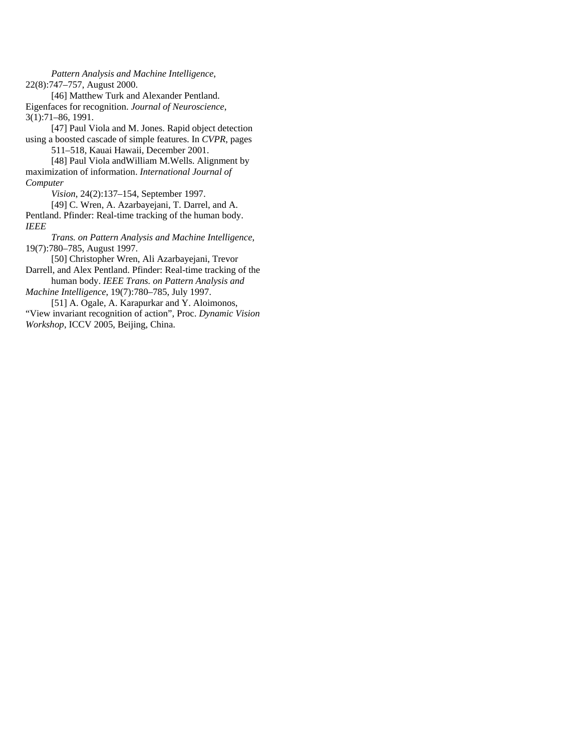*Pattern Analysis and Machine Intelligence*, 22(8):747–757, August 2000.

[46] Matthew Turk and Alexander Pentland. Eigenfaces for recognition. *Journal of Neuroscience*, 3(1):71–86, 1991.

[47] Paul Viola and M. Jones. Rapid object detection using a boosted cascade of simple features. In *CVPR*, pages 511–518, Kauai Hawaii, December 2001.

[48] Paul Viola andWilliam M.Wells. Alignment by maximization of information. *International Journal of Computer Vision*, 24(2):137–154, September 1997.

[49] C. Wren, A. Azarbayejani, T. Darrel, and A. Pentland. Pfinder: Real-time tracking of the human body. *IEEE Trans. on Pattern Analysis and Machine Intelligence*, 19(7):780–785, August 1997.

[50] Christopher Wren, Ali Azarbayejani, Trevor Darrell, and Alex Pentland. Pfinder: Real-time tracking of the human body. *IEEE Trans. on Pattern Analysis and Machine Intelligence*, 19(7):780–785, July 1997.

[51] A. Ogale, A. Karapurkar and Y. Aloimonos, "View invariant recognition of action", Proc. *Dynamic Vision Workshop*, ICCV 2005, Beijing, China.